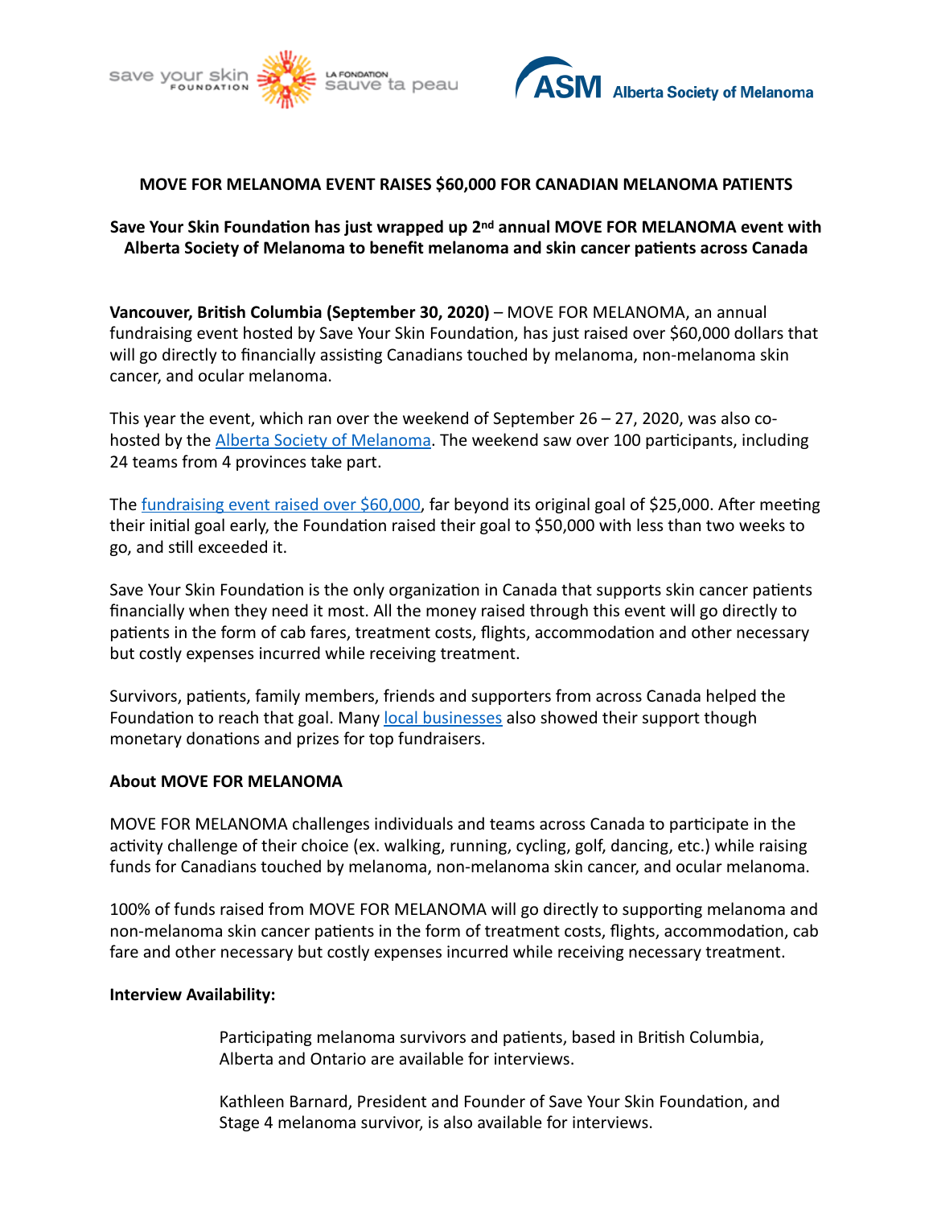save your skin FOUNDATION LA FONDATION sauve ta peau

ASM Alberta Society of Melanoma

**MOVE FOR MELANOMA EVENT RAISES $60,000 FOR CANADIAN MELANOMA PATIENTS**

**Save Your Skin Foundation has just wrapped up 2nd annual MOVE FOR MELANOMA event with Alberta Society of Melanoma to benefit melanoma and skin cancer patients across Canada**

**Vancouver, British Columbia (September 30, 2020)** – MOVE FOR MELANOMA, an annual fundraising event hosted by Save Your Skin Foundation, has just raised over $60,000 dollars that will go directly to financially assisting Canadians touched by melanoma, non-melanoma skin cancer, and ocular melanoma.

This year the event, which ran over the weekend of September 26 – 27, 2020, was also co-hosted by the Alberta Society of Melanoma. The weekend saw over 100 participants, including 24 teams from 4 provinces take part.

The fundraising event raised over $60,000, far beyond its original goal of $25,000. After meeting their initial goal early, the Foundation raised their goal to $50,000 with less than two weeks to go, and still exceeded it.

Save Your Skin Foundation is the only organization in Canada that supports skin cancer patients financially when they need it most. All the money raised through this event will go directly to patients in the form of cab fares, treatment costs, flights, accommodation and other necessary but costly expenses incurred while receiving treatment.

Survivors, patients, family members, friends and supporters from across Canada helped the Foundation to reach that goal. Many local businesses also showed their support though monetary donations and prizes for top fundraisers.

**About MOVE FOR MELANOMA**

MOVE FOR MELANOMA challenges individuals and teams across Canada to participate in the activity challenge of their choice (ex. walking, running, cycling, golf, dancing, etc.) while raising funds for Canadians touched by melanoma, non-melanoma skin cancer, and ocular melanoma.

100% of funds raised from MOVE FOR MELANOMA will go directly to supporting melanoma and non-melanoma skin cancer patients in the form of treatment costs, flights, accommodation, cab fare and other necessary but costly expenses incurred while receiving necessary treatment.

**Interview Availability:**

Participating melanoma survivors and patients, based in British Columbia, Alberta and Ontario are available for interviews.

Kathleen Barnard, President and Founder of Save Your Skin Foundation, and Stage 4 melanoma survivor, is also available for interviews.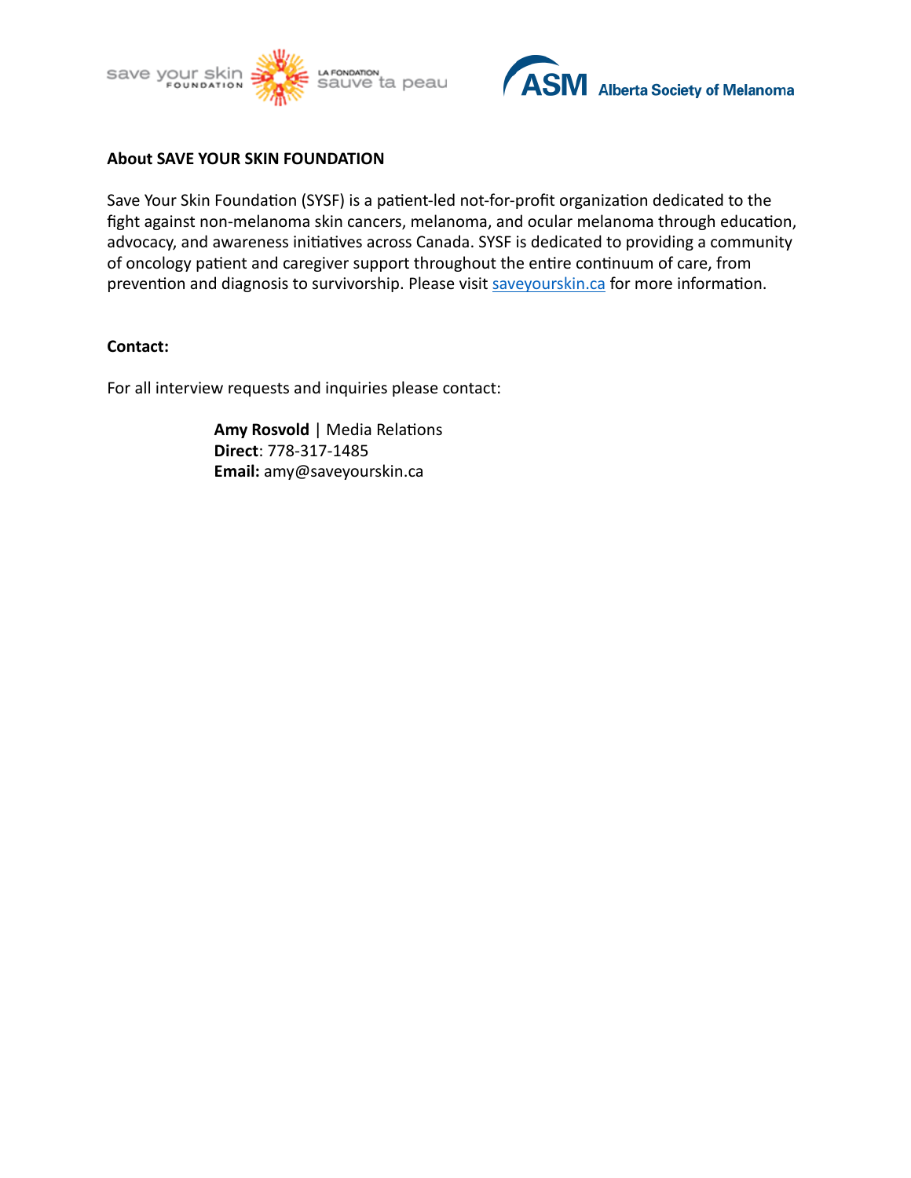**About SAVE YOUR SKIN FOUNDATION**

Save Your Skin Foundation (SYSF) is a patient-led not-for-profit organization dedicated to the fight against non-melanoma skin cancers, melanoma, and ocular melanoma through education, advocacy, and awareness initiatives across Canada. SYSF is dedicated to providing a community of oncology patient and caregiver support throughout the entire continuum of care, from prevention and diagnosis to survivorship. Please visit saveyourskin.ca for more information.

**Contact:**

For all interview requests and inquiries please contact:

**Amy Rosvold** | Media Relations
**Direct**: 778-317-1485
**Email:** amy@saveyourskin.ca